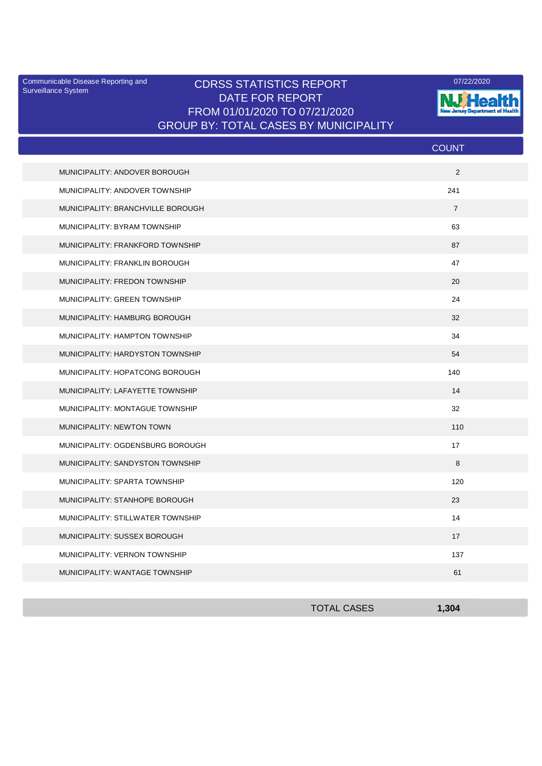Communicable Disease Reporting and Surveillance System

# CDRSS STATISTICS REPORT
## DATE FOR REPORT
## FROM 01/01/2020 TO 07/21/2020
## GROUP BY: TOTAL CASES BY MUNICIPALITY

07/22/2020

NJ Health
New Jersey Department of Health

| | COUNT |
|---|---|
| MUNICIPALITY: ANDOVER BOROUGH | 2 |
| MUNICIPALITY: ANDOVER TOWNSHIP | 241 |
| MUNICIPALITY: BRANCHVILLE BOROUGH | 7 |
| MUNICIPALITY: BYRAM TOWNSHIP | 63 |
| MUNICIPALITY: FRANKFORD TOWNSHIP | 87 |
| MUNICIPALITY: FRANKLIN BOROUGH | 47 |
| MUNICIPALITY: FREDON TOWNSHIP | 20 |
| MUNICIPALITY: GREEN TOWNSHIP | 24 |
| MUNICIPALITY: HAMBURG BOROUGH | 32 |
| MUNICIPALITY: HAMPTON TOWNSHIP | 34 |
| MUNICIPALITY: HARDYSTON TOWNSHIP | 54 |
| MUNICIPALITY: HOPATCONG BOROUGH | 140 |
| MUNICIPALITY: LAFAYETTE TOWNSHIP | 14 |
| MUNICIPALITY: MONTAGUE TOWNSHIP | 32 |
| MUNICIPALITY: NEWTON TOWN | 110 |
| MUNICIPALITY: OGDENSBURG BOROUGH | 17 |
| MUNICIPALITY: SANDYSTON TOWNSHIP | 8 |
| MUNICIPALITY: SPARTA TOWNSHIP | 120 |
| MUNICIPALITY: STANHOPE BOROUGH | 23 |
| MUNICIPALITY: STILLWATER TOWNSHIP | 14 |
| MUNICIPALITY: SUSSEX BOROUGH | 17 |
| MUNICIPALITY: VERNON TOWNSHIP | 137 |
| MUNICIPALITY: WANTAGE TOWNSHIP | 61 |
| TOTAL CASES | **1,304** |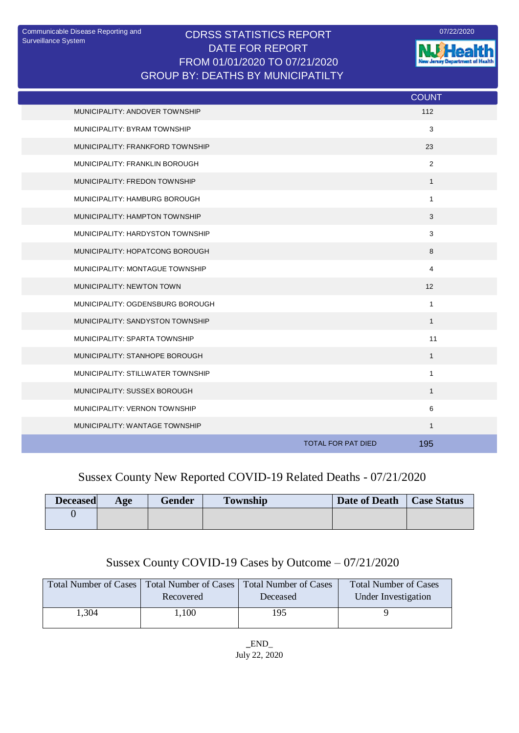Communicable Disease Reporting and Surveillance System

# CDRSS STATISTICS REPORT
# DATE FOR REPORT
# FROM 01/01/2020 TO 07/21/2020
# GROUP BY: DEATHS BY MUNICIPATILTY

07/22/2020

| | COUNT |
|---|---|
| MUNICIPALITY: ANDOVER TOWNSHIP | 112 |
| MUNICIPALITY: BYRAM TOWNSHIP | 3 |
| MUNICIPALITY: FRANKFORD TOWNSHIP | 23 |
| MUNICIPALITY: FRANKLIN BOROUGH | 2 |
| MUNICIPALITY: FREDON TOWNSHIP | 1 |
| MUNICIPALITY: HAMBURG BOROUGH | 1 |
| MUNICIPALITY: HAMPTON TOWNSHIP | 3 |
| MUNICIPALITY: HARDYSTON TOWNSHIP | 3 |
| MUNICIPALITY: HOPATCONG BOROUGH | 8 |
| MUNICIPALITY: MONTAGUE TOWNSHIP | 4 |
| MUNICIPALITY: NEWTON TOWN | 12 |
| MUNICIPALITY: OGDENSBURG BOROUGH | 1 |
| MUNICIPALITY: SANDYSTON TOWNSHIP | 1 |
| MUNICIPALITY: SPARTA TOWNSHIP | 11 |
| MUNICIPALITY: STANHOPE BOROUGH | 1 |
| MUNICIPALITY: STILLWATER TOWNSHIP | 1 |
| MUNICIPALITY: SUSSEX BOROUGH | 1 |
| MUNICIPALITY: VERNON TOWNSHIP | 6 |
| MUNICIPALITY: WANTAGE TOWNSHIP | 1 |
| TOTAL FOR PAT DIED | 195 |

## Sussex County New Reported COVID-19 Related Deaths - 07/21/2020

| Deceased | Age | Gender | Township | Date of Death | Case Status |
|---|---|---|---|---|---|
| 0 | | | | | |

## Sussex County COVID-19 Cases by Outcome – 07/21/2020

| Total Number of Cases | Total Number of Cases Recovered | Total Number of Cases Deceased | Total Number of Cases Under Investigation |
|---|---|---|---|
| 1,304 | 1,100 | 195 | 9 |

_END_
July 22, 2020